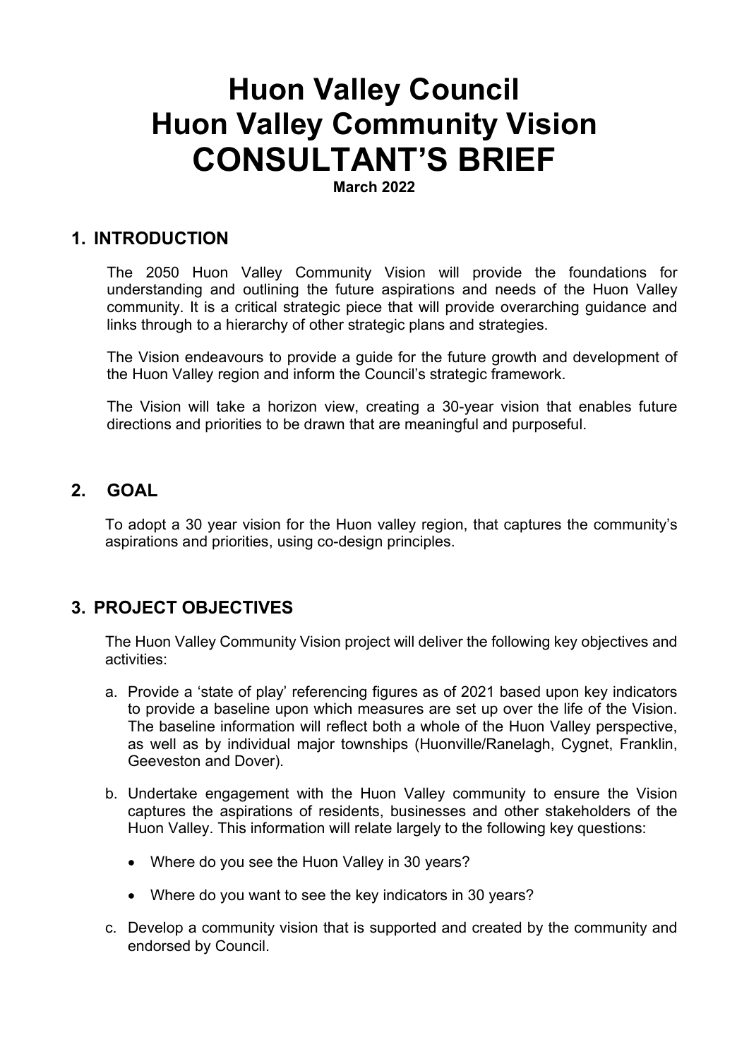# Huon Valley Council
# Huon Valley Community Vision
# CONSULTANT'S BRIEF

**March 2022**

## 1. INTRODUCTION

The 2050 Huon Valley Community Vision will provide the foundations for understanding and outlining the future aspirations and needs of the Huon Valley community. It is a critical strategic piece that will provide overarching guidance and links through to a hierarchy of other strategic plans and strategies.

The Vision endeavours to provide a guide for the future growth and development of the Huon Valley region and inform the Council's strategic framework.

The Vision will take a horizon view, creating a 30-year vision that enables future directions and priorities to be drawn that are meaningful and purposeful.

## 2. GOAL

To adopt a 30 year vision for the Huon valley region, that captures the community's aspirations and priorities, using co-design principles.

## 3. PROJECT OBJECTIVES

The Huon Valley Community Vision project will deliver the following key objectives and activities:

a. Provide a 'state of play' referencing figures as of 2021 based upon key indicators to provide a baseline upon which measures are set up over the life of the Vision. The baseline information will reflect both a whole of the Huon Valley perspective, as well as by individual major townships (Huonville/Ranelagh, Cygnet, Franklin, Geeveston and Dover).

b. Undertake engagement with the Huon Valley community to ensure the Vision captures the aspirations of residents, businesses and other stakeholders of the Huon Valley. This information will relate largely to the following key questions:

   - Where do you see the Huon Valley in 30 years?
   - Where do you want to see the key indicators in 30 years?

c. Develop a community vision that is supported and created by the community and endorsed by Council.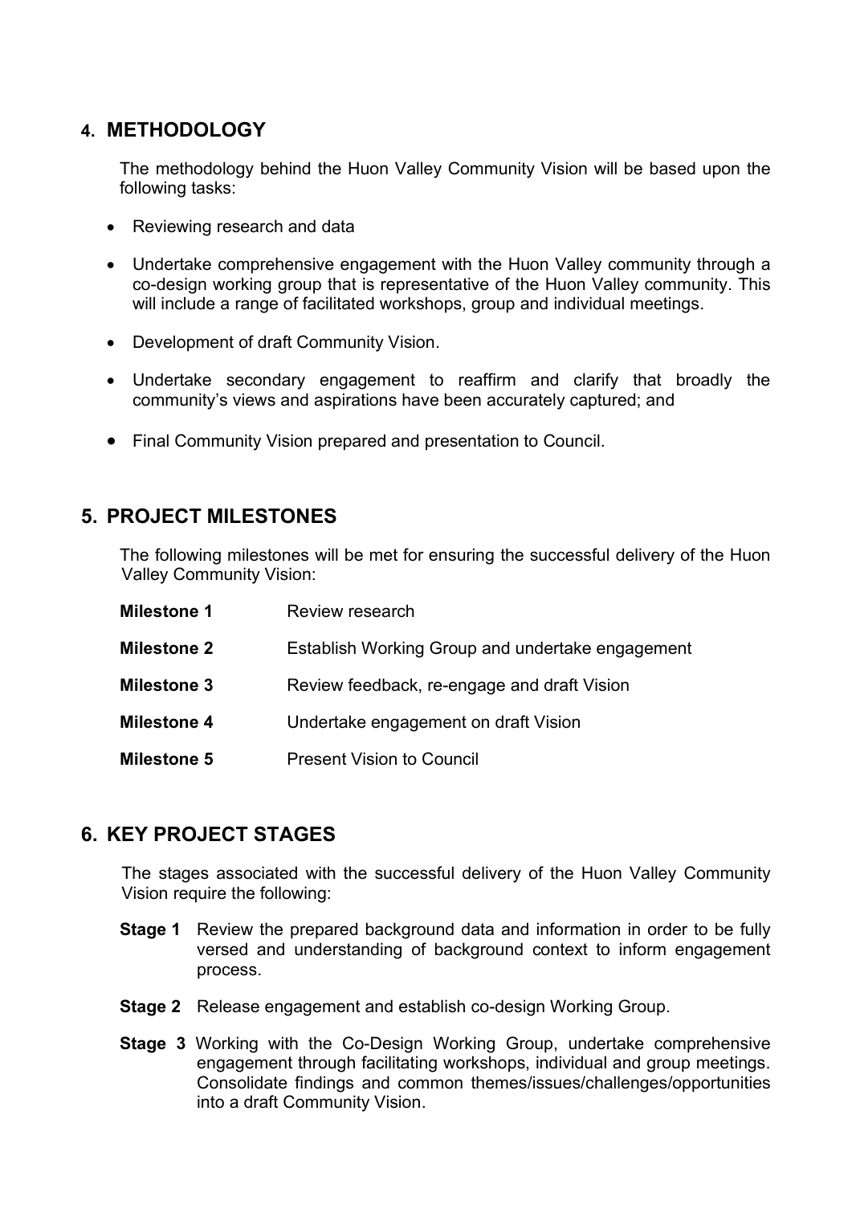## 4. METHODOLOGY

The methodology behind the Huon Valley Community Vision will be based upon the following tasks:

- Reviewing research and data
- Undertake comprehensive engagement with the Huon Valley community through a co-design working group that is representative of the Huon Valley community. This will include a range of facilitated workshops, group and individual meetings.
- Development of draft Community Vision.
- Undertake secondary engagement to reaffirm and clarify that broadly the community's views and aspirations have been accurately captured; and
- Final Community Vision prepared and presentation to Council.

## 5. PROJECT MILESTONES

The following milestones will be met for ensuring the successful delivery of the Huon Valley Community Vision:

| | |
|---|---|
| **Milestone 1** | Review research |
| **Milestone 2** | Establish Working Group and undertake engagement |
| **Milestone 3** | Review feedback, re-engage and draft Vision |
| **Milestone 4** | Undertake engagement on draft Vision |
| **Milestone 5** | Present Vision to Council |

## 6. KEY PROJECT STAGES

The stages associated with the successful delivery of the Huon Valley Community Vision require the following:

**Stage 1** Review the prepared background data and information in order to be fully versed and understanding of background context to inform engagement process.

**Stage 2** Release engagement and establish co-design Working Group.

**Stage 3** Working with the Co-Design Working Group, undertake comprehensive engagement through facilitating workshops, individual and group meetings. Consolidate findings and common themes/issues/challenges/opportunities into a draft Community Vision.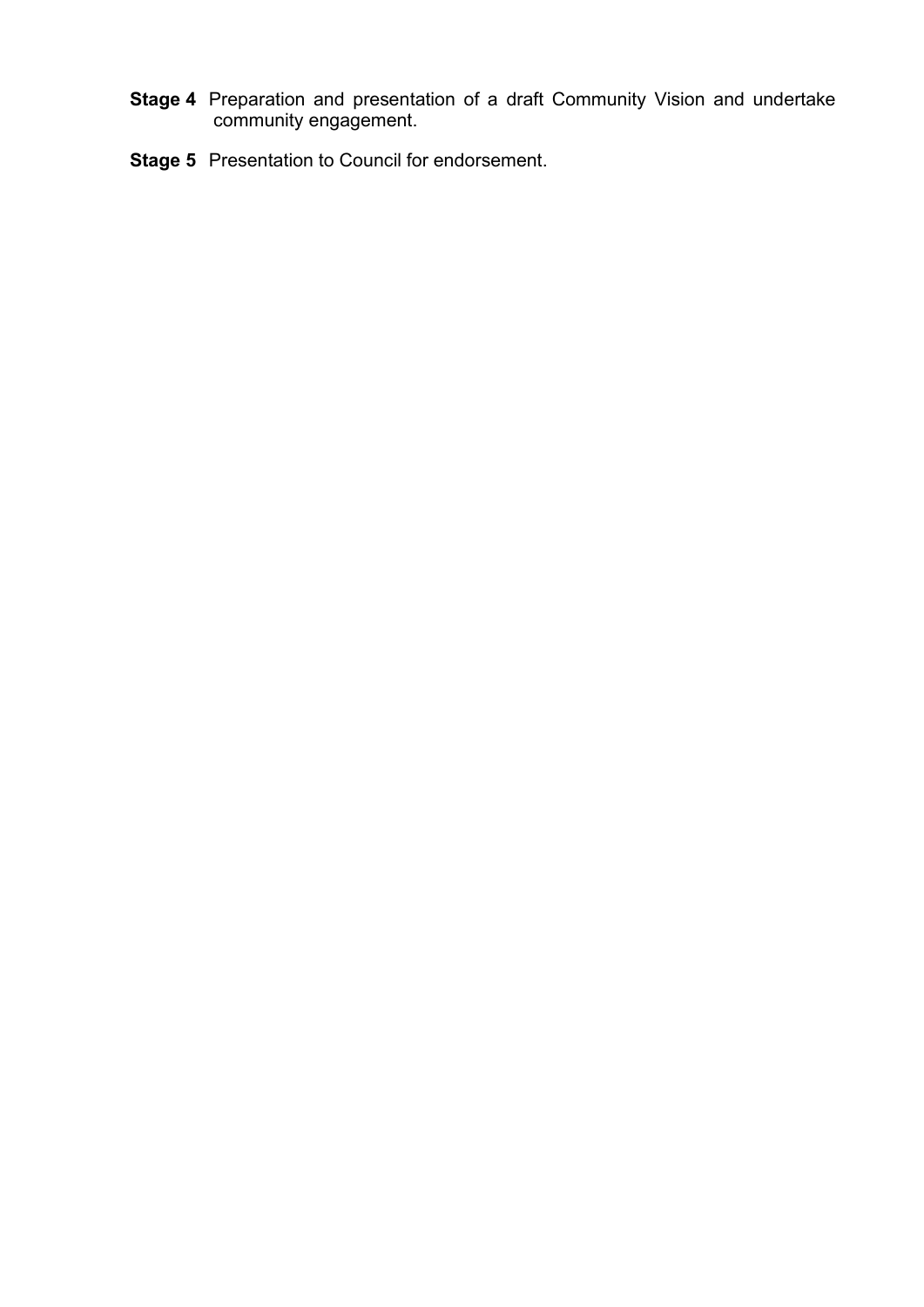**Stage 4** Preparation and presentation of a draft Community Vision and undertake community engagement.

**Stage 5** Presentation to Council for endorsement.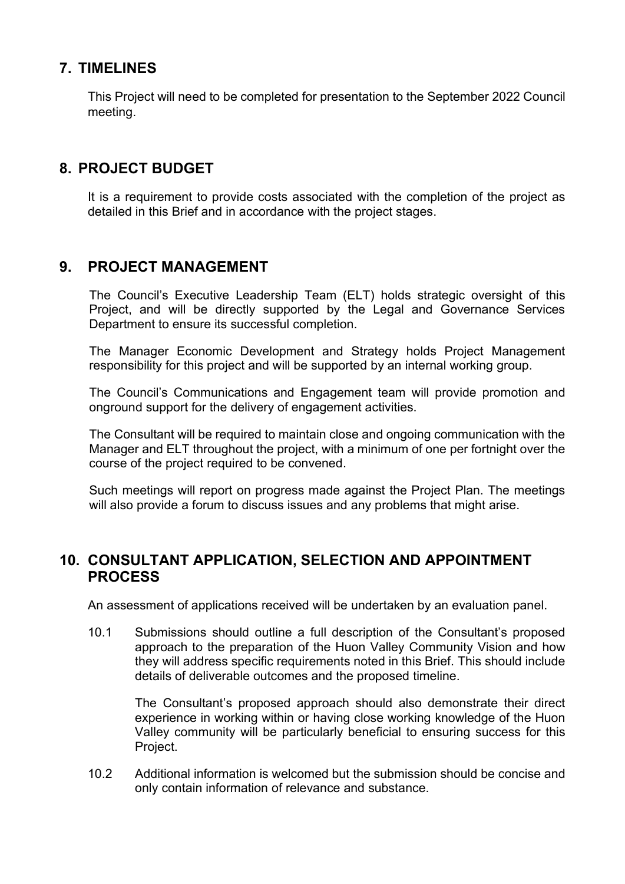## 7. TIMELINES

This Project will need to be completed for presentation to the September 2022 Council meeting.

## 8. PROJECT BUDGET

It is a requirement to provide costs associated with the completion of the project as detailed in this Brief and in accordance with the project stages.

## 9. PROJECT MANAGEMENT

The Council's Executive Leadership Team (ELT) holds strategic oversight of this Project, and will be directly supported by the Legal and Governance Services Department to ensure its successful completion.

The Manager Economic Development and Strategy holds Project Management responsibility for this project and will be supported by an internal working group.

The Council's Communications and Engagement team will provide promotion and onground support for the delivery of engagement activities.

The Consultant will be required to maintain close and ongoing communication with the Manager and ELT throughout the project, with a minimum of one per fortnight over the course of the project required to be convened.

Such meetings will report on progress made against the Project Plan. The meetings will also provide a forum to discuss issues and any problems that might arise.

## 10. CONSULTANT APPLICATION, SELECTION AND APPOINTMENT PROCESS

An assessment of applications received will be undertaken by an evaluation panel.

10.1 Submissions should outline a full description of the Consultant's proposed approach to the preparation of the Huon Valley Community Vision and how they will address specific requirements noted in this Brief. This should include details of deliverable outcomes and the proposed timeline.

The Consultant's proposed approach should also demonstrate their direct experience in working within or having close working knowledge of the Huon Valley community will be particularly beneficial to ensuring success for this Project.

10.2 Additional information is welcomed but the submission should be concise and only contain information of relevance and substance.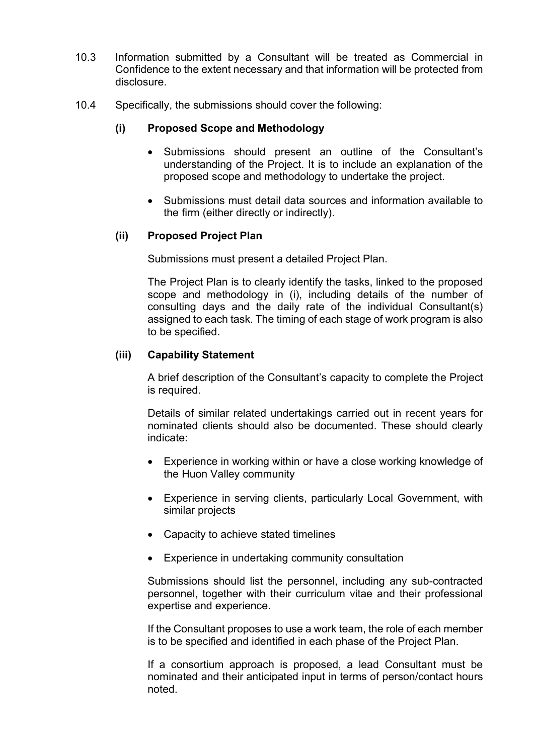10.3 Information submitted by a Consultant will be treated as Commercial in Confidence to the extent necessary and that information will be protected from disclosure.

10.4 Specifically, the submissions should cover the following:

**(i) Proposed Scope and Methodology**

- Submissions should present an outline of the Consultant's understanding of the Project. It is to include an explanation of the proposed scope and methodology to undertake the project.
- Submissions must detail data sources and information available to the firm (either directly or indirectly).

**(ii) Proposed Project Plan**

Submissions must present a detailed Project Plan.

The Project Plan is to clearly identify the tasks, linked to the proposed scope and methodology in (i), including details of the number of consulting days and the daily rate of the individual Consultant(s) assigned to each task. The timing of each stage of work program is also to be specified.

**(iii) Capability Statement**

A brief description of the Consultant's capacity to complete the Project is required.

Details of similar related undertakings carried out in recent years for nominated clients should also be documented. These should clearly indicate:

- Experience in working within or have a close working knowledge of the Huon Valley community
- Experience in serving clients, particularly Local Government, with similar projects
- Capacity to achieve stated timelines
- Experience in undertaking community consultation

Submissions should list the personnel, including any sub-contracted personnel, together with their curriculum vitae and their professional expertise and experience.

If the Consultant proposes to use a work team, the role of each member is to be specified and identified in each phase of the Project Plan.

If a consortium approach is proposed, a lead Consultant must be nominated and their anticipated input in terms of person/contact hours noted.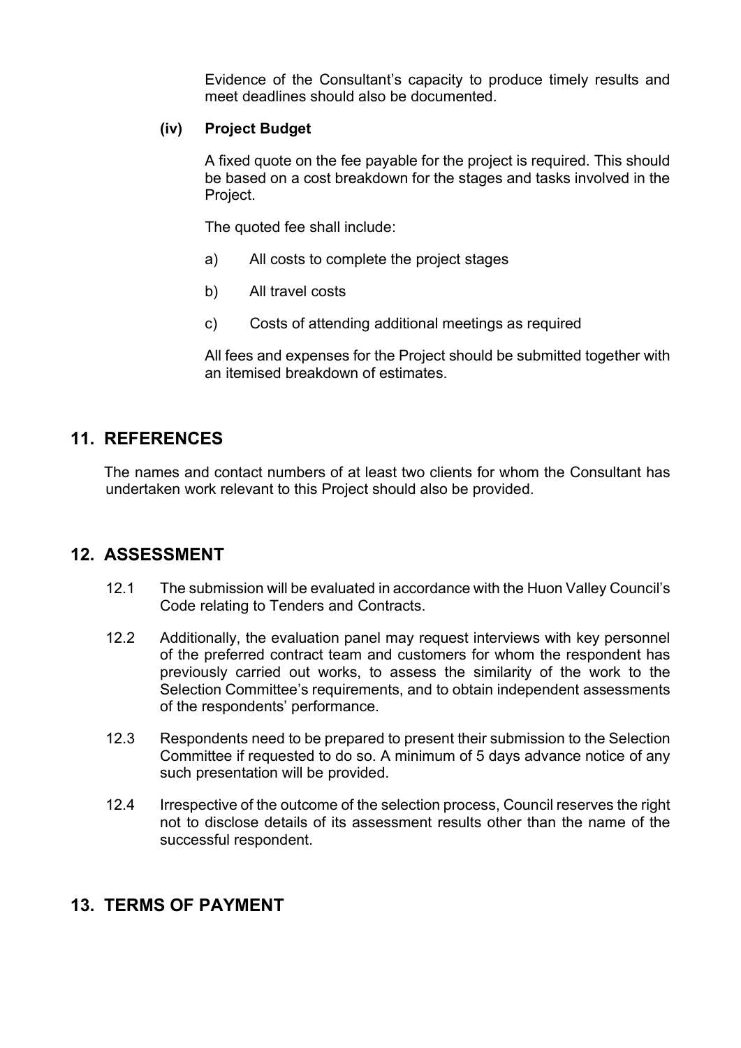Evidence of the Consultant's capacity to produce timely results and meet deadlines should also be documented.

**(iv) Project Budget**

A fixed quote on the fee payable for the project is required. This should be based on a cost breakdown for the stages and tasks involved in the Project.

The quoted fee shall include:

a) All costs to complete the project stages

b) All travel costs

c) Costs of attending additional meetings as required

All fees and expenses for the Project should be submitted together with an itemised breakdown of estimates.

## 11. REFERENCES

The names and contact numbers of at least two clients for whom the Consultant has undertaken work relevant to this Project should also be provided.

## 12. ASSESSMENT

12.1 The submission will be evaluated in accordance with the Huon Valley Council's Code relating to Tenders and Contracts.

12.2 Additionally, the evaluation panel may request interviews with key personnel of the preferred contract team and customers for whom the respondent has previously carried out works, to assess the similarity of the work to the Selection Committee's requirements, and to obtain independent assessments of the respondents' performance.

12.3 Respondents need to be prepared to present their submission to the Selection Committee if requested to do so. A minimum of 5 days advance notice of any such presentation will be provided.

12.4 Irrespective of the outcome of the selection process, Council reserves the right not to disclose details of its assessment results other than the name of the successful respondent.

## 13. TERMS OF PAYMENT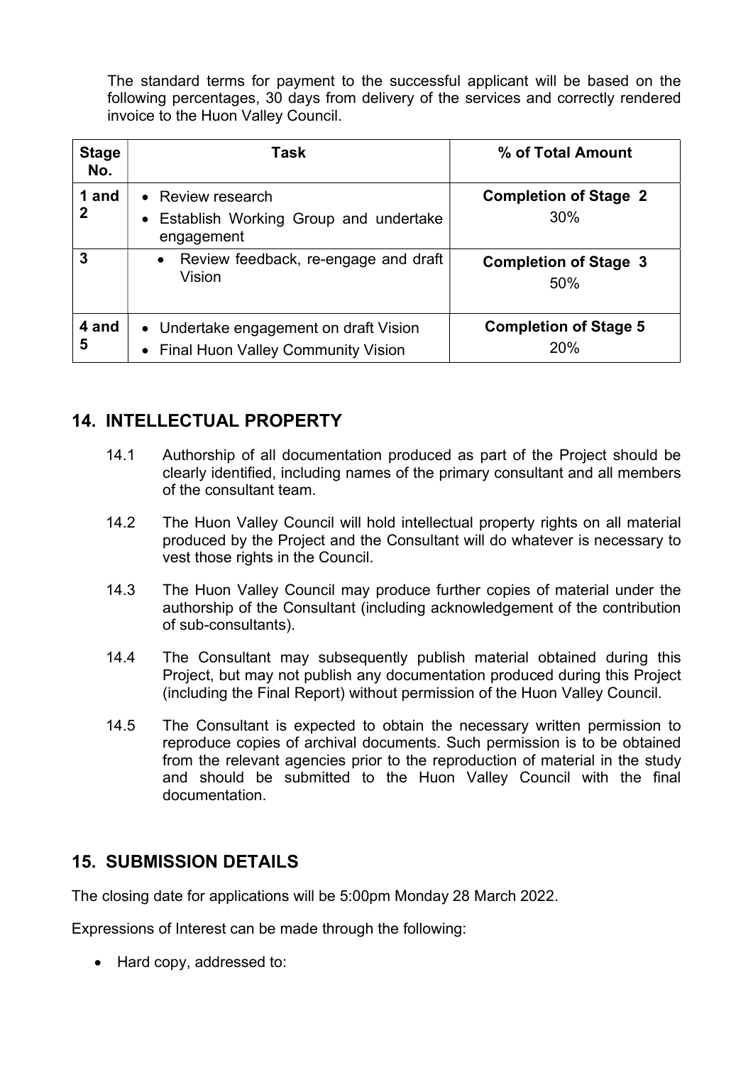The standard terms for payment to the successful applicant will be based on the following percentages, 30 days from delivery of the services and correctly rendered invoice to the Huon Valley Council.

| Stage No. | Task | % of Total Amount |
|---|---|---|
| **1 and 2** | • Review research<br>• Establish Working Group and undertake engagement | **Completion of Stage 2**<br>30% |
| **3** | • Review feedback, re-engage and draft Vision | **Completion of Stage 3**<br>50% |
| **4 and 5** | • Undertake engagement on draft Vision<br>• Final Huon Valley Community Vision | **Completion of Stage 5**<br>20% |

## 14. INTELLECTUAL PROPERTY

14.1 Authorship of all documentation produced as part of the Project should be clearly identified, including names of the primary consultant and all members of the consultant team.

14.2 The Huon Valley Council will hold intellectual property rights on all material produced by the Project and the Consultant will do whatever is necessary to vest those rights in the Council.

14.3 The Huon Valley Council may produce further copies of material under the authorship of the Consultant (including acknowledgement of the contribution of sub-consultants).

14.4 The Consultant may subsequently publish material obtained during this Project, but may not publish any documentation produced during this Project (including the Final Report) without permission of the Huon Valley Council.

14.5 The Consultant is expected to obtain the necessary written permission to reproduce copies of archival documents. Such permission is to be obtained from the relevant agencies prior to the reproduction of material in the study and should be submitted to the Huon Valley Council with the final documentation.

## 15. SUBMISSION DETAILS

The closing date for applications will be 5:00pm Monday 28 March 2022.

Expressions of Interest can be made through the following:

- Hard copy, addressed to: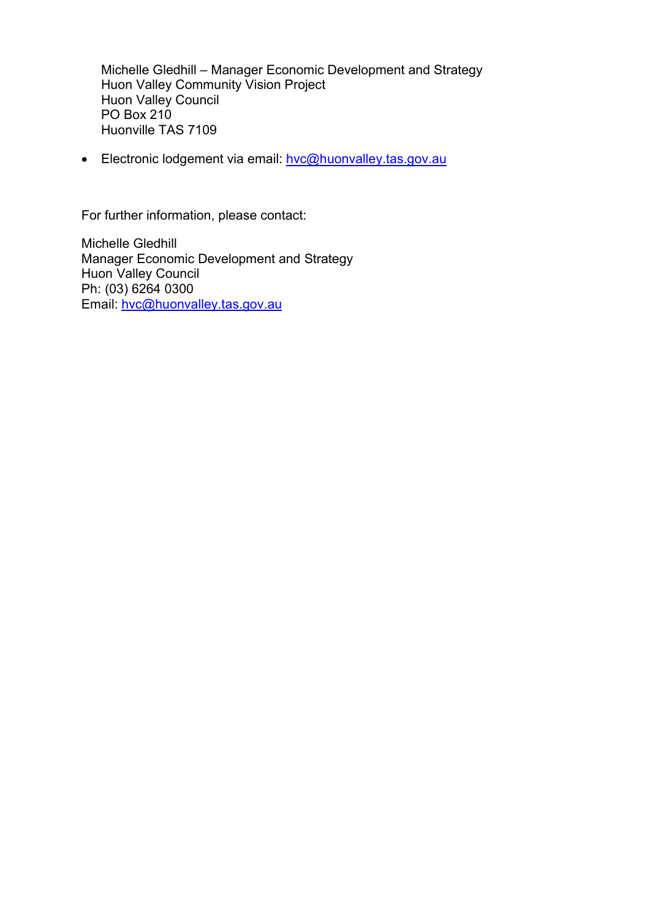Michelle Gledhill – Manager Economic Development and Strategy
Huon Valley Community Vision Project
Huon Valley Council
PO Box 210
Huonville TAS 7109

- Electronic lodgement via email: hvc@huonvalley.tas.gov.au

For further information, please contact:

Michelle Gledhill
Manager Economic Development and Strategy
Huon Valley Council
Ph: (03) 6264 0300
Email: hvc@huonvalley.tas.gov.au